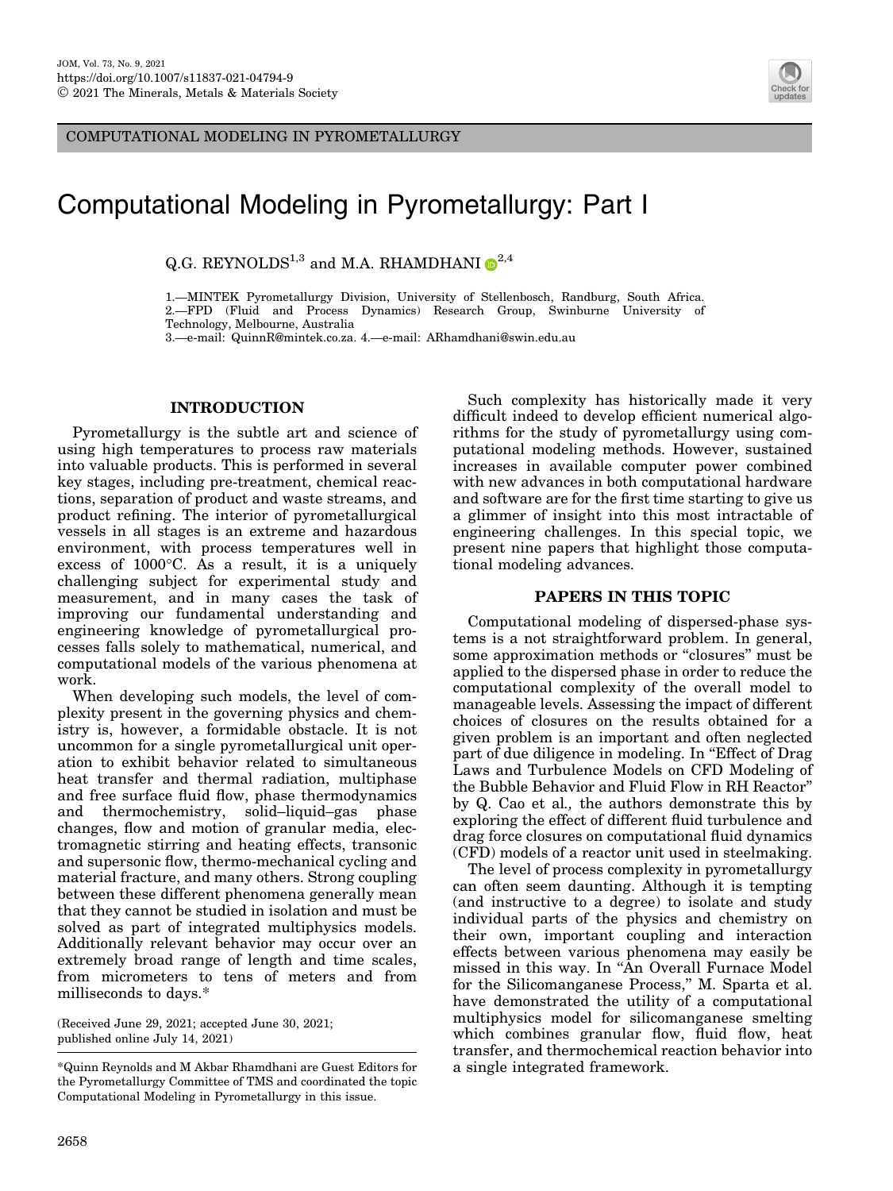COMPUTATIONAL MODELING IN PYROMETALLURGY

# Computational Modeling in Pyrometallurgy: Part I

Q.G. REYNOLDS[1,3] and M.A. RHAMDHANI[2,4]

1.—MINTEK Pyrometallurgy Division, University of Stellenbosch, Randburg, South Africa.
2.—FPD (Fluid and Process Dynamics) Research Group, Swinburne University of Technology, Melbourne, Australia
3.—e-mail: QuinnR@mintek.co.za. 4.—e-mail: ARhamdhani@swin.edu.au

## INTRODUCTION

Pyrometallurgy is the subtle art and science of using high temperatures to process raw materials into valuable products. This is performed in several key stages, including pre-treatment, chemical reactions, separation of product and waste streams, and product refining. The interior of pyrometallurgical vessels in all stages is an extreme and hazardous environment, with process temperatures well in excess of 1000°C. As a result, it is a uniquely challenging subject for experimental study and measurement, and in many cases the task of improving our fundamental understanding and engineering knowledge of pyrometallurgical processes falls solely to mathematical, numerical, and computational models of the various phenomena at work.

When developing such models, the level of complexity present in the governing physics and chemistry is, however, a formidable obstacle. It is not uncommon for a single pyrometallurgical unit operation to exhibit behavior related to simultaneous heat transfer and thermal radiation, multiphase and free surface fluid flow, phase thermodynamics and thermochemistry, solid–liquid–gas phase changes, flow and motion of granular media, electromagnetic stirring and heating effects, transonic and supersonic flow, thermo-mechanical cycling and material fracture, and many others. Strong coupling between these different phenomena generally mean that they cannot be studied in isolation and must be solved as part of integrated multiphysics models. Additionally relevant behavior may occur over an extremely broad range of length and time scales, from micrometers to tens of meters and from milliseconds to days.*

(Received June 29, 2021; accepted June 30, 2021; published online July 14, 2021)

*Quinn Reynolds and M Akbar Rhamdhani are Guest Editors for the Pyrometallurgy Committee of TMS and coordinated the topic Computational Modeling in Pyrometallurgy in this issue.

Such complexity has historically made it very difficult indeed to develop efficient numerical algorithms for the study of pyrometallurgy using computational modeling methods. However, sustained increases in available computer power combined with new advances in both computational hardware and software are for the first time starting to give us a glimmer of insight into this most intractable of engineering challenges. In this special topic, we present nine papers that highlight those computational modeling advances.

## PAPERS IN THIS TOPIC

Computational modeling of dispersed-phase systems is a not straightforward problem. In general, some approximation methods or "closures" must be applied to the dispersed phase in order to reduce the computational complexity of the overall model to manageable levels. Assessing the impact of different choices of closures on the results obtained for a given problem is an important and often neglected part of due diligence in modeling. In "Effect of Drag Laws and Turbulence Models on CFD Modeling of the Bubble Behavior and Fluid Flow in RH Reactor" by Q. Cao et al*.*, the authors demonstrate this by exploring the effect of different fluid turbulence and drag force closures on computational fluid dynamics (CFD) models of a reactor unit used in steelmaking.

The level of process complexity in pyrometallurgy can often seem daunting. Although it is tempting (and instructive to a degree) to isolate and study individual parts of the physics and chemistry on their own, important coupling and interaction effects between various phenomena may easily be missed in this way. In "An Overall Furnace Model for the Silicomanganese Process," M. Sparta et al. have demonstrated the utility of a computational multiphysics model for silicomanganese smelting which combines granular flow, fluid flow, heat transfer, and thermochemical reaction behavior into a single integrated framework.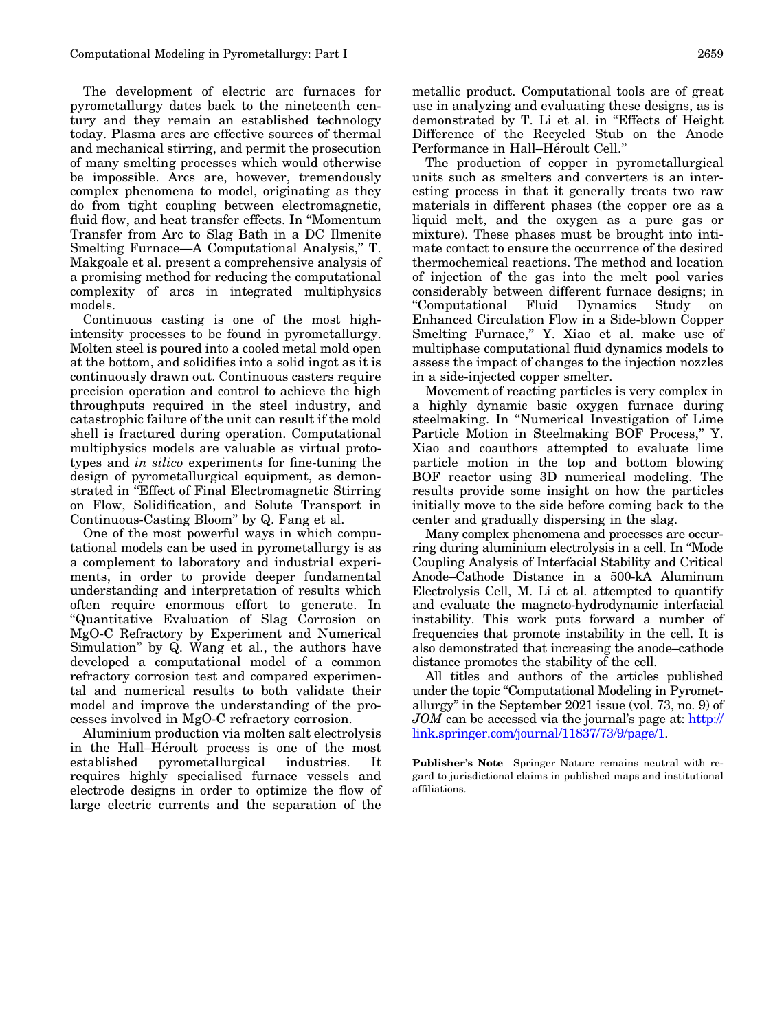The development of electric arc furnaces for pyrometallurgy dates back to the nineteenth century and they remain an established technology today. Plasma arcs are effective sources of thermal and mechanical stirring, and permit the prosecution of many smelting processes which would otherwise be impossible. Arcs are, however, tremendously complex phenomena to model, originating as they do from tight coupling between electromagnetic, fluid flow, and heat transfer effects. In "Momentum Transfer from Arc to Slag Bath in a DC Ilmenite Smelting Furnace—A Computational Analysis," T. Makgoale et al. present a comprehensive analysis of a promising method for reducing the computational complexity of arcs in integrated multiphysics models.

Continuous casting is one of the most high-intensity processes to be found in pyrometallurgy. Molten steel is poured into a cooled metal mold open at the bottom, and solidifies into a solid ingot as it is continuously drawn out. Continuous casters require precision operation and control to achieve the high throughputs required in the steel industry, and catastrophic failure of the unit can result if the mold shell is fractured during operation. Computational multiphysics models are valuable as virtual prototypes and *in silico* experiments for fine-tuning the design of pyrometallurgical equipment, as demonstrated in "Effect of Final Electromagnetic Stirring on Flow, Solidification, and Solute Transport in Continuous-Casting Bloom" by Q. Fang et al.

One of the most powerful ways in which computational models can be used in pyrometallurgy is as a complement to laboratory and industrial experiments, in order to provide deeper fundamental understanding and interpretation of results which often require enormous effort to generate. In "Quantitative Evaluation of Slag Corrosion on MgO-C Refractory by Experiment and Numerical Simulation" by Q. Wang et al., the authors have developed a computational model of a common refractory corrosion test and compared experimental and numerical results to both validate their model and improve the understanding of the processes involved in MgO-C refractory corrosion.

Aluminium production via molten salt electrolysis in the Hall–Héroult process is one of the most established pyrometallurgical industries. It requires highly specialised furnace vessels and electrode designs in order to optimize the flow of large electric currents and the separation of the metallic product. Computational tools are of great use in analyzing and evaluating these designs, as is demonstrated by T. Li et al. in "Effects of Height Difference of the Recycled Stub on the Anode Performance in Hall–Héroult Cell."

The production of copper in pyrometallurgical units such as smelters and converters is an interesting process in that it generally treats two raw materials in different phases (the copper ore as a liquid melt, and the oxygen as a pure gas or mixture). These phases must be brought into intimate contact to ensure the occurrence of the desired thermochemical reactions. The method and location of injection of the gas into the melt pool varies considerably between different furnace designs; in "Computational Fluid Dynamics Study on Enhanced Circulation Flow in a Side-blown Copper Smelting Furnace," Y. Xiao et al. make use of multiphase computational fluid dynamics models to assess the impact of changes to the injection nozzles in a side-injected copper smelter.

Movement of reacting particles is very complex in a highly dynamic basic oxygen furnace during steelmaking. In "Numerical Investigation of Lime Particle Motion in Steelmaking BOF Process," Y. Xiao and coauthors attempted to evaluate lime particle motion in the top and bottom blowing BOF reactor using 3D numerical modeling. The results provide some insight on how the particles initially move to the side before coming back to the center and gradually dispersing in the slag.

Many complex phenomena and processes are occurring during aluminium electrolysis in a cell. In "Mode Coupling Analysis of Interfacial Stability and Critical Anode–Cathode Distance in a 500-kA Aluminum Electrolysis Cell, M. Li et al. attempted to quantify and evaluate the magneto-hydrodynamic interfacial instability. This work puts forward a number of frequencies that promote instability in the cell. It is also demonstrated that increasing the anode–cathode distance promotes the stability of the cell.

All titles and authors of the articles published under the topic "Computational Modeling in Pyrometallurgy" in the September 2021 issue (vol. 73, no. 9) of *JOM* can be accessed via the journal's page at: http://link.springer.com/journal/11837/73/9/page/1.

**Publisher's Note** Springer Nature remains neutral with regard to jurisdictional claims in published maps and institutional affiliations.